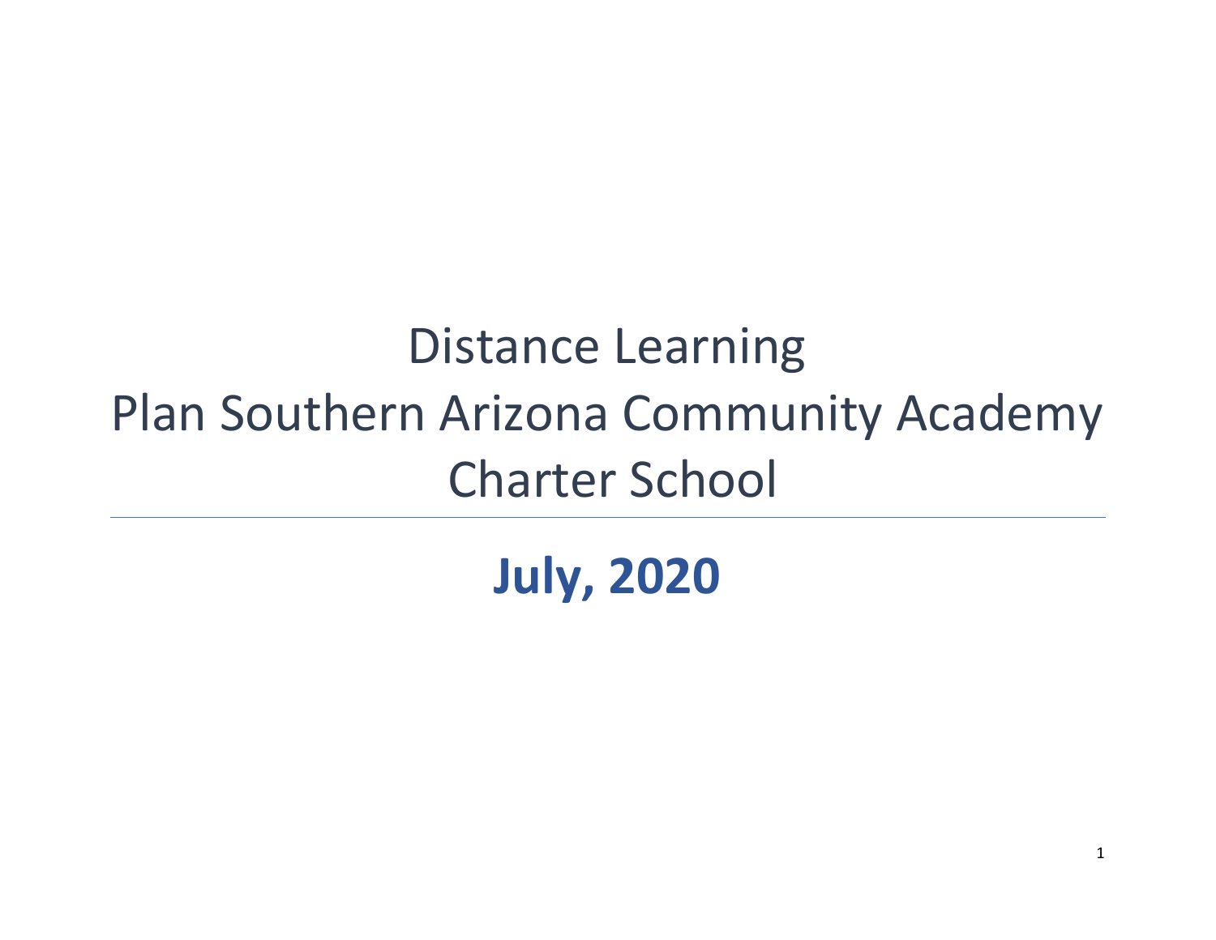# Distance Learning Plan Southern Arizona Community Academy Charter School

**July, 2020**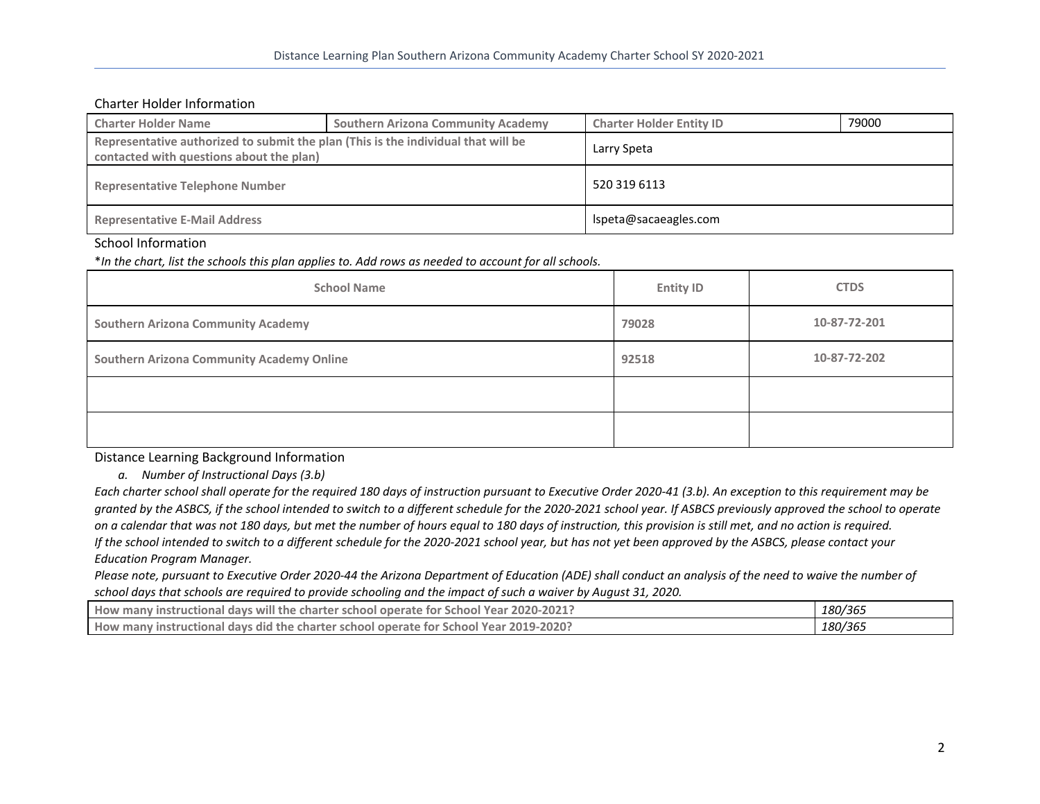## Charter Holder Information

| Charter Holder Name | Southern Arizona Community Academy | Charter Holder Entity ID | 79000 |
|---|---|---|---|
| Representative authorized to submit the plan (This is the individual that will be contacted with questions about the plan) | | Larry Speta | |
| Representative Telephone Number | | 520 319 6113 | |
| Representative E-Mail Address | | lspeta@sacaeagles.com | |

## School Information

*In the chart, list the schools this plan applies to. Add rows as needed to account for all schools.*

| School Name | Entity ID | CTDS |
|---|---|---|
| Southern Arizona Community Academy | 79028 | 10-87-72-201 |
| Southern Arizona Community Academy Online | 92518 | 10-87-72-202 |
| | | |
| | | |

## Distance Learning Background Information

*a. Number of Instructional Days (3.b)*

*Each charter school shall operate for the required 180 days of instruction pursuant to Executive Order 2020-41 (3.b). An exception to this requirement may be granted by the ASBCS, if the school intended to switch to a different schedule for the 2020-2021 school year. If ASBCS previously approved the school to operate on a calendar that was not 180 days, but met the number of hours equal to 180 days of instruction, this provision is still met, and no action is required. If the school intended to switch to a different schedule for the 2020-2021 school year, but has not yet been approved by the ASBCS, please contact your Education Program Manager.*

*Please note, pursuant to Executive Order 2020-44 the Arizona Department of Education (ADE) shall conduct an analysis of the need to waive the number of school days that schools are required to provide schooling and the impact of such a waiver by August 31, 2020.*

| Question | Answer |
|---|---|
| How many instructional days will the charter school operate for School Year 2020-2021? | *180/365* |
| How many instructional days did the charter school operate for School Year 2019-2020? | *180/365* |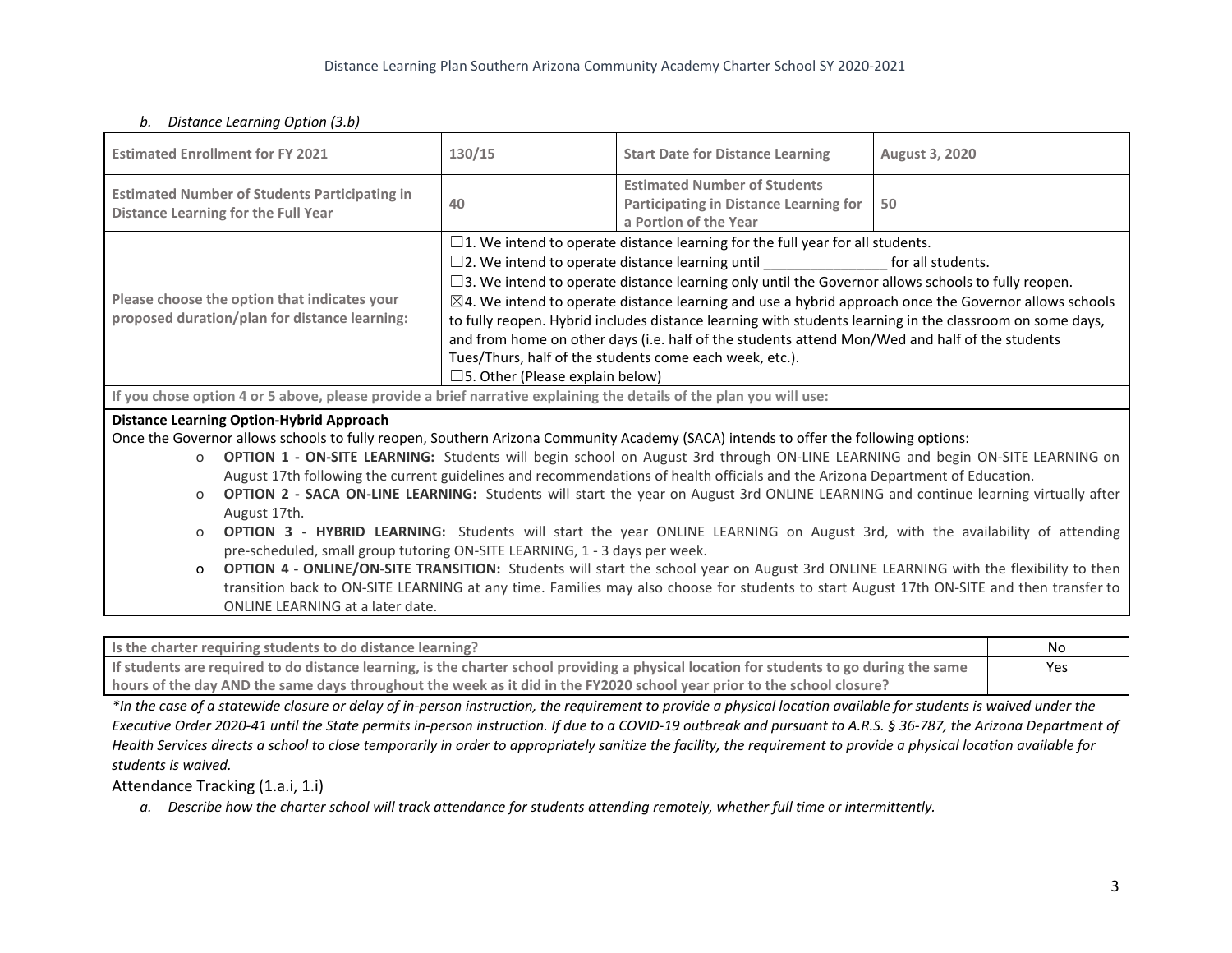*b. Distance Learning Option (3.b)*

| **Estimated Enrollment for FY 2021** | **130/15** | **Start Date for Distance Learning** | **August 3, 2020** |
|---|---|---|---|
| **Estimated Number of Students Participating in Distance Learning for the Full Year** | **40** | **Estimated Number of Students Participating in Distance Learning for a Portion of the Year** | **50** |
| **Please choose the option that indicates your proposed duration/plan for distance learning:** | ☐1. We intend to operate distance learning for the full year for all students.<br>☐2. We intend to operate distance learning until ________________ for all students.<br>☐3. We intend to operate distance learning only until the Governor allows schools to fully reopen.<br>☒4. We intend to operate distance learning and use a hybrid approach once the Governor allows schools to fully reopen. Hybrid includes distance learning with students learning in the classroom on some days, and from home on other days (i.e. half of the students attend Mon/Wed and half of the students Tues/Thurs, half of the students come each week, etc.).<br>☐5. Other (Please explain below) | | |

**If you chose option 4 or 5 above, please provide a brief narrative explaining the details of the plan you will use:**

**Distance Learning Option-Hybrid Approach**

Once the Governor allows schools to fully reopen, Southern Arizona Community Academy (SACA) intends to offer the following options:

- **OPTION 1 - ON-SITE LEARNING:** Students will begin school on August 3rd through ON-LINE LEARNING and begin ON-SITE LEARNING on August 17th following the current guidelines and recommendations of health officials and the Arizona Department of Education.
- **OPTION 2 - SACA ON-LINE LEARNING:** Students will start the year on August 3rd ONLINE LEARNING and continue learning virtually after August 17th.
- **OPTION 3 - HYBRID LEARNING:** Students will start the year ONLINE LEARNING on August 3rd, with the availability of attending pre-scheduled, small group tutoring ON-SITE LEARNING, 1 - 3 days per week.
- **OPTION 4 - ONLINE/ON-SITE TRANSITION:** Students will start the school year on August 3rd ONLINE LEARNING with the flexibility to then transition back to ON-SITE LEARNING at any time. Families may also choose for students to start August 17th ON-SITE and then transfer to ONLINE LEARNING at a later date.

| **Is the charter requiring students to do distance learning?** | No |
|---|---|
| **If students are required to do distance learning, is the charter school providing a physical location for students to go during the same hours of the day AND the same days throughout the week as it did in the FY2020 school year prior to the school closure?** | Yes |

*\*In the case of a statewide closure or delay of in-person instruction, the requirement to provide a physical location available for students is waived under the Executive Order 2020-41 until the State permits in-person instruction. If due to a COVID-19 outbreak and pursuant to A.R.S. § 36-787, the Arizona Department of Health Services directs a school to close temporarily in order to appropriately sanitize the facility, the requirement to provide a physical location available for students is waived.*

## Attendance Tracking (1.a.i, 1.i)

*a. Describe how the charter school will track attendance for students attending remotely, whether full time or intermittently.*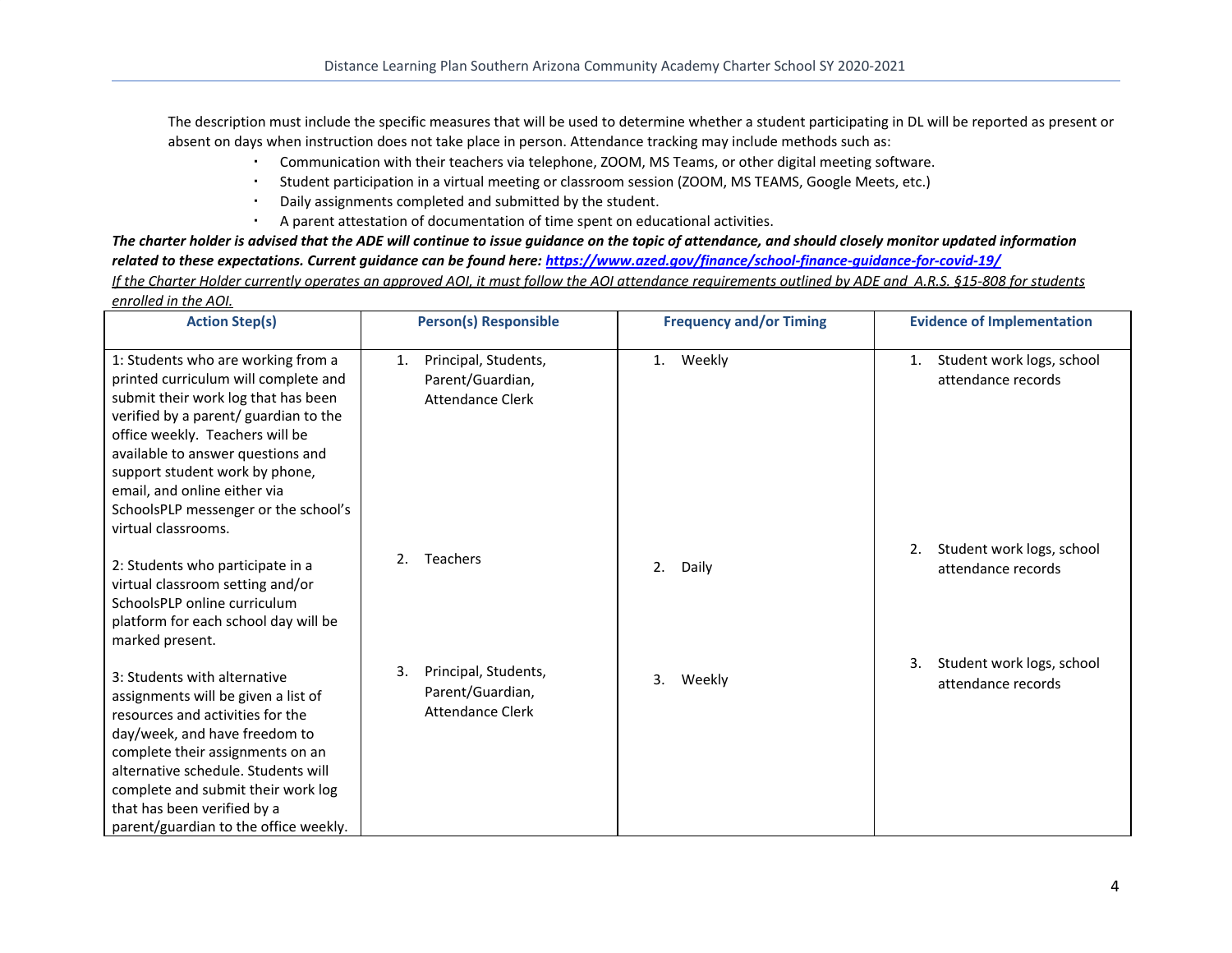The description must include the specific measures that will be used to determine whether a student participating in DL will be reported as present or absent on days when instruction does not take place in person. Attendance tracking may include methods such as:

- Communication with their teachers via telephone, ZOOM, MS Teams, or other digital meeting software.
- Student participation in a virtual meeting or classroom session (ZOOM, MS TEAMS, Google Meets, etc.)
- Daily assignments completed and submitted by the student.
- A parent attestation of documentation of time spent on educational activities.

***The charter holder is advised that the ADE will continue to issue guidance on the topic of attendance, and should closely monitor updated information related to these expectations. Current guidance can be found here: https://www.azed.gov/finance/school-finance-guidance-for-covid-19/***

*If the Charter Holder currently operates an approved AOI, it must follow the AOI attendance requirements outlined by ADE and A.R.S. §15-808 for students enrolled in the AOI.*

| Action Step(s) | Person(s) Responsible | Frequency and/or Timing | Evidence of Implementation |
|---|---|---|---|
| 1: Students who are working from a printed curriculum will complete and submit their work log that has been verified by a parent/ guardian to the office weekly. Teachers will be available to answer questions and support student work by phone, email, and online either via SchoolsPLP messenger or the school's virtual classrooms. | 1. Principal, Students, Parent/Guardian, Attendance Clerk | 1. Weekly | 1. Student work logs, school attendance records |
| 2: Students who participate in a virtual classroom setting and/or SchoolsPLP online curriculum platform for each school day will be marked present. | 2. Teachers | 2. Daily | 2. Student work logs, school attendance records |
| 3: Students with alternative assignments will be given a list of resources and activities for the day/week, and have freedom to complete their assignments on an alternative schedule. Students will complete and submit their work log that has been verified by a parent/guardian to the office weekly. | 3. Principal, Students, Parent/Guardian, Attendance Clerk | 3. Weekly | 3. Student work logs, school attendance records |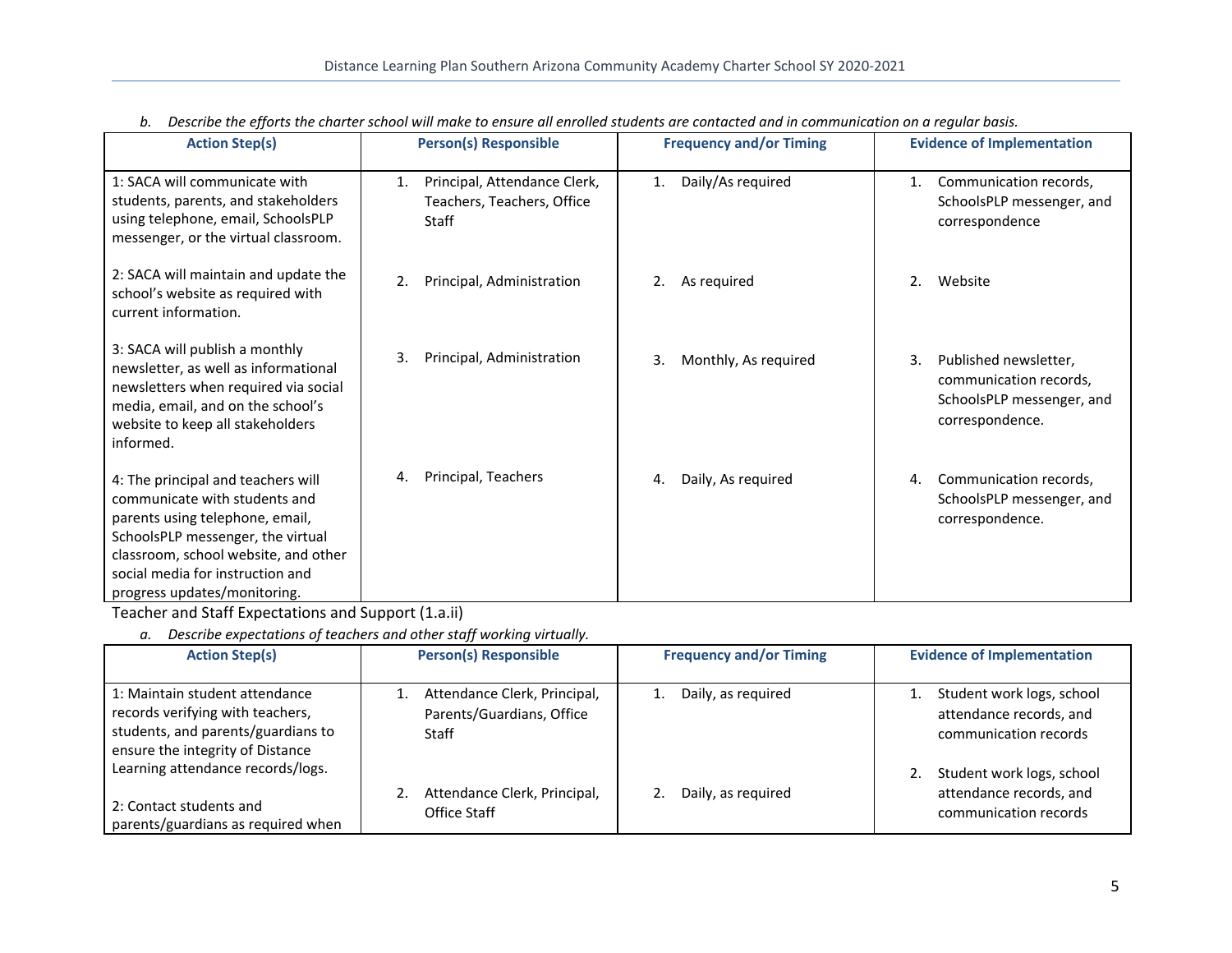b. *Describe the efforts the charter school will make to ensure all enrolled students are contacted and in communication on a regular basis.*

| Action Step(s) | Person(s) Responsible | Frequency and/or Timing | Evidence of Implementation |
|---|---|---|---|
| 1: SACA will communicate with students, parents, and stakeholders using telephone, email, SchoolsPLP messenger, or the virtual classroom. | 1. Principal, Attendance Clerk, Teachers, Teachers, Office Staff | 1. Daily/As required | 1. Communication records, SchoolsPLP messenger, and correspondence |
| 2: SACA will maintain and update the school's website as required with current information. | 2. Principal, Administration | 2. As required | 2. Website |
| 3: SACA will publish a monthly newsletter, as well as informational newsletters when required via social media, email, and on the school's website to keep all stakeholders informed. | 3. Principal, Administration | 3. Monthly, As required | 3. Published newsletter, communication records, SchoolsPLP messenger, and correspondence. |
| 4: The principal and teachers will communicate with students and parents using telephone, email, SchoolsPLP messenger, the virtual classroom, school website, and other social media for instruction and progress updates/monitoring. | 4. Principal, Teachers | 4. Daily, As required | 4. Communication records, SchoolsPLP messenger, and correspondence. |

Teacher and Staff Expectations and Support (1.a.ii)

a. *Describe expectations of teachers and other staff working virtually.*

| Action Step(s) | Person(s) Responsible | Frequency and/or Timing | Evidence of Implementation |
|---|---|---|---|
| 1: Maintain student attendance records verifying with teachers, students, and parents/guardians to ensure the integrity of Distance Learning attendance records/logs. | 1. Attendance Clerk, Principal, Parents/Guardians, Office Staff | 1. Daily, as required | 1. Student work logs, school attendance records, and communication records |
| 2: Contact students and parents/guardians as required when | 2. Attendance Clerk, Principal, Office Staff | 2. Daily, as required | 2. Student work logs, school attendance records, and communication records |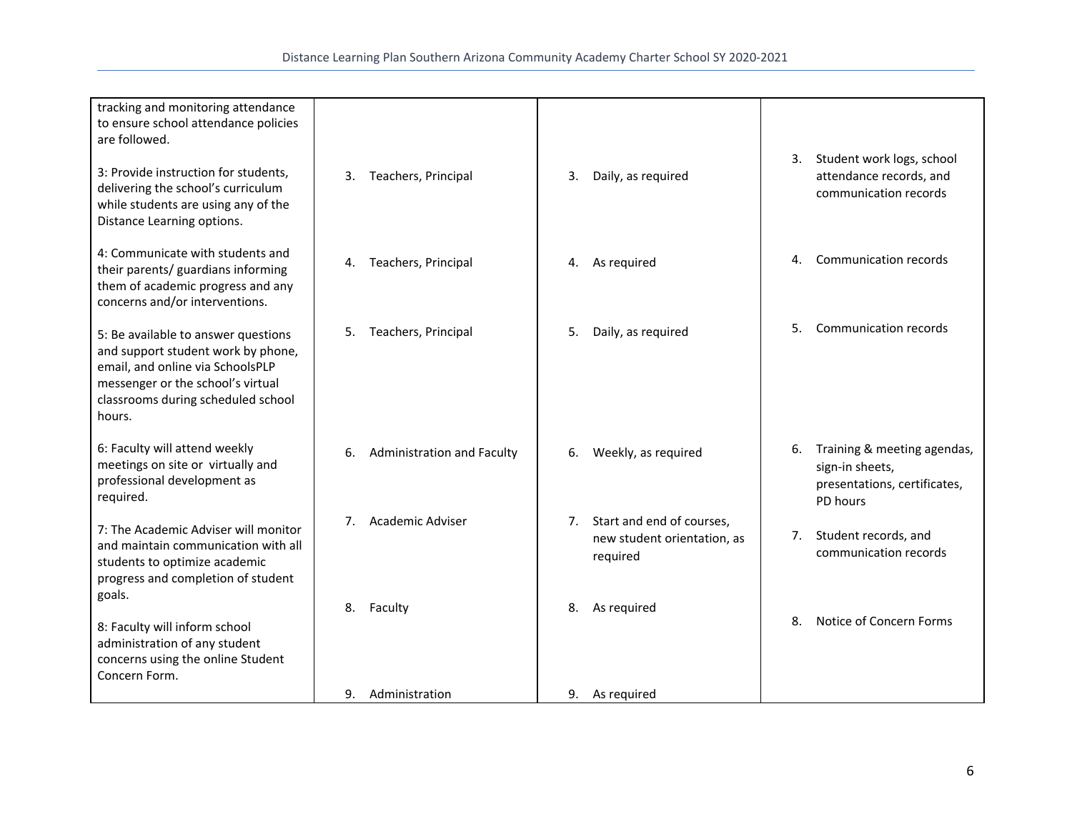| | | | |
|---|---|---|---|
| tracking and monitoring attendance to ensure school attendance policies are followed. | | | |
| 3: Provide instruction for students, delivering the school's curriculum while students are using any of the Distance Learning options. | 3. Teachers, Principal | 3. Daily, as required | 3. Student work logs, school attendance records, and communication records |
| 4: Communicate with students and their parents/ guardians informing them of academic progress and any concerns and/or interventions. | 4. Teachers, Principal | 4. As required | 4. Communication records |
| 5: Be available to answer questions and support student work by phone, email, and online via SchoolsPLP messenger or the school's virtual classrooms during scheduled school hours. | 5. Teachers, Principal | 5. Daily, as required | 5. Communication records |
| 6: Faculty will attend weekly meetings on site or virtually and professional development as required. | 6. Administration and Faculty | 6. Weekly, as required | 6. Training & meeting agendas, sign-in sheets, presentations, certificates, PD hours |
| 7: The Academic Adviser will monitor and maintain communication with all students to optimize academic progress and completion of student goals. | 7. Academic Adviser | 7. Start and end of courses, new student orientation, as required | 7. Student records, and communication records |
| 8: Faculty will inform school administration of any student concerns using the online Student Concern Form. | 8. Faculty | 8. As required | 8. Notice of Concern Forms |
| | 9. Administration | 9. As required | |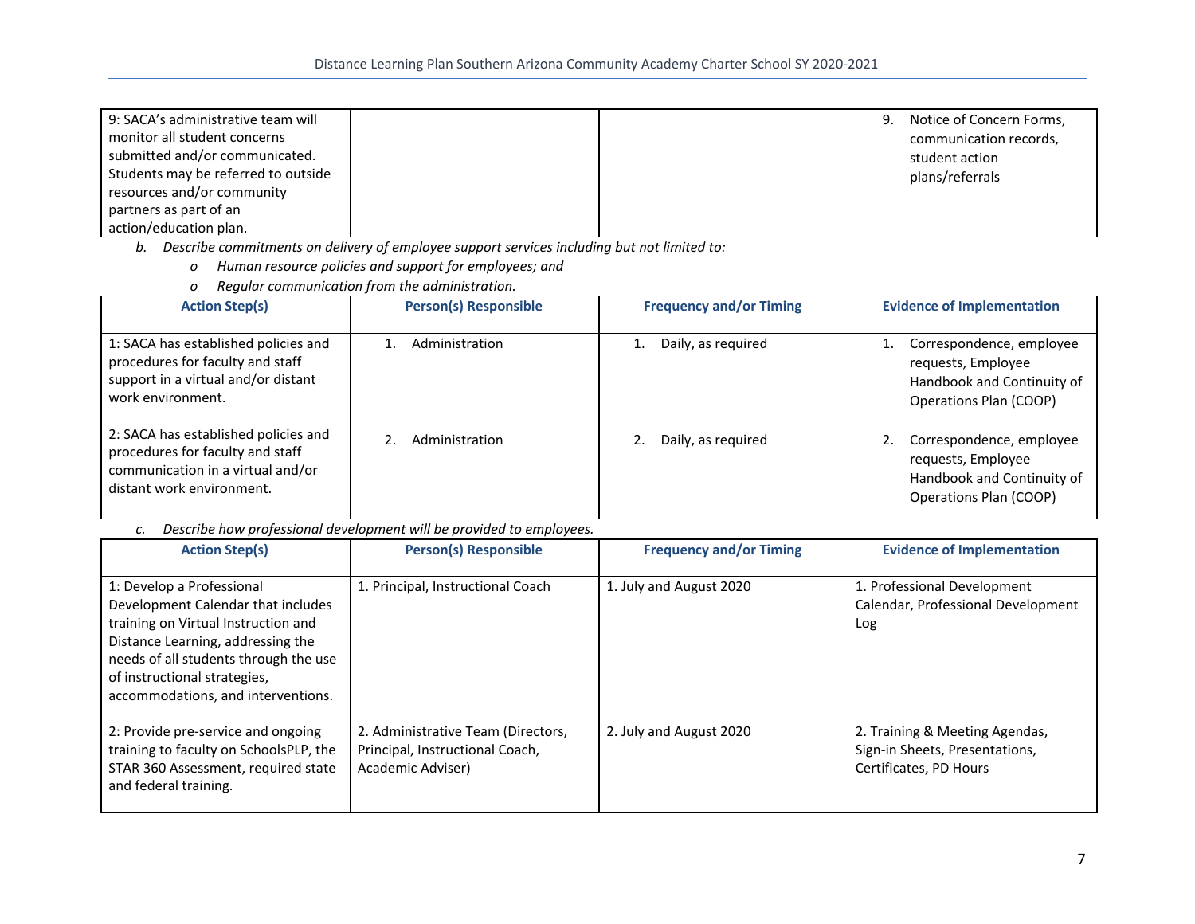| | | | |
|---|---|---|---|
| 9: SACA's administrative team will monitor all student concerns submitted and/or communicated. Students may be referred to outside resources and/or community partners as part of an action/education plan. | | | 9. Notice of Concern Forms, communication records, student action plans/referrals |

b. *Describe commitments on delivery of employee support services including but not limited to:*
   - *Human resource policies and support for employees; and*
   - *Regular communication from the administration.*

| Action Step(s) | Person(s) Responsible | Frequency and/or Timing | Evidence of Implementation |
|---|---|---|---|
| 1: SACA has established policies and procedures for faculty and staff support in a virtual and/or distant work environment. | 1. Administration | 1. Daily, as required | 1. Correspondence, employee requests, Employee Handbook and Continuity of Operations Plan (COOP) |
| 2: SACA has established policies and procedures for faculty and staff communication in a virtual and/or distant work environment. | 2. Administration | 2. Daily, as required | 2. Correspondence, employee requests, Employee Handbook and Continuity of Operations Plan (COOP) |

c. *Describe how professional development will be provided to employees.*

| Action Step(s) | Person(s) Responsible | Frequency and/or Timing | Evidence of Implementation |
|---|---|---|---|
| 1: Develop a Professional Development Calendar that includes training on Virtual Instruction and Distance Learning, addressing the needs of all students through the use of instructional strategies, accommodations, and interventions. | 1. Principal, Instructional Coach | 1. July and August 2020 | 1. Professional Development Calendar, Professional Development Log |
| 2: Provide pre-service and ongoing training to faculty on SchoolsPLP, the STAR 360 Assessment, required state and federal training. | 2. Administrative Team (Directors, Principal, Instructional Coach, Academic Adviser) | 2. July and August 2020 | 2. Training & Meeting Agendas, Sign-in Sheets, Presentations, Certificates, PD Hours |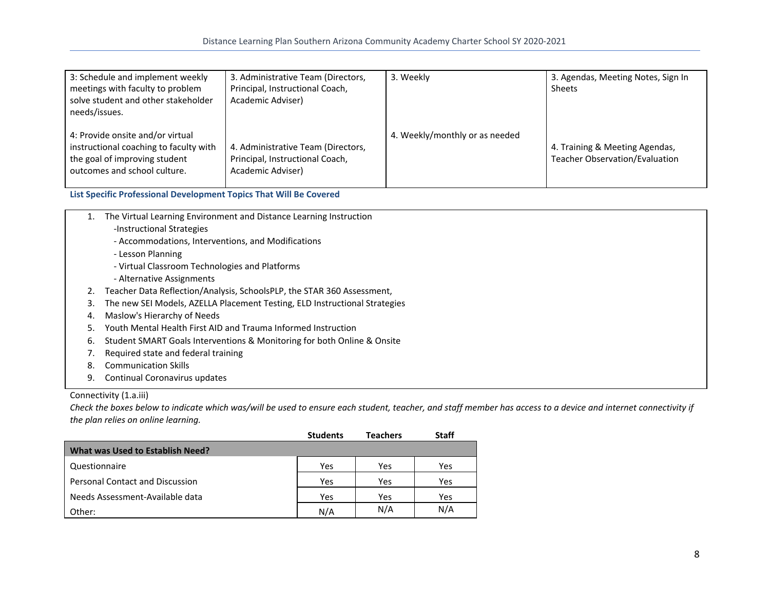| | | | |
|---|---|---|---|
| 3: Schedule and implement weekly meetings with faculty to problem solve student and other stakeholder needs/issues.<br><br>4: Provide onsite and/or virtual instructional coaching to faculty with the goal of improving student outcomes and school culture. | 3. Administrative Team (Directors, Principal, Instructional Coach, Academic Adviser)<br><br>4. Administrative Team (Directors, Principal, Instructional Coach, Academic Adviser) | 3. Weekly<br><br>4. Weekly/monthly or as needed | 3. Agendas, Meeting Notes, Sign In Sheets<br><br>4. Training & Meeting Agendas, Teacher Observation/Evaluation |

**List Specific Professional Development Topics That Will Be Covered**

1. The Virtual Learning Environment and Distance Learning Instruction
   -Instructional Strategies
   - Accommodations, Interventions, and Modifications
   - Lesson Planning
   - Virtual Classroom Technologies and Platforms
   - Alternative Assignments
2. Teacher Data Reflection/Analysis, SchoolsPLP, the STAR 360 Assessment,
3. The new SEI Models, AZELLA Placement Testing, ELD Instructional Strategies
4. Maslow's Hierarchy of Needs
5. Youth Mental Health First AID and Trauma Informed Instruction
6. Student SMART Goals Interventions & Monitoring for both Online & Onsite
7. Required state and federal training
8. Communication Skills
9. Continual Coronavirus updates

Connectivity (1.a.iii)

*Check the boxes below to indicate which was/will be used to ensure each student, teacher, and staff member has access to a device and internet connectivity if the plan relies on online learning.*

| What was Used to Establish Need? | Students | Teachers | Staff |
|---|---|---|---|
| Questionnaire | Yes | Yes | Yes |
| Personal Contact and Discussion | Yes | Yes | Yes |
| Needs Assessment-Available data | Yes | Yes | Yes |
| Other: | N/A | N/A | N/A |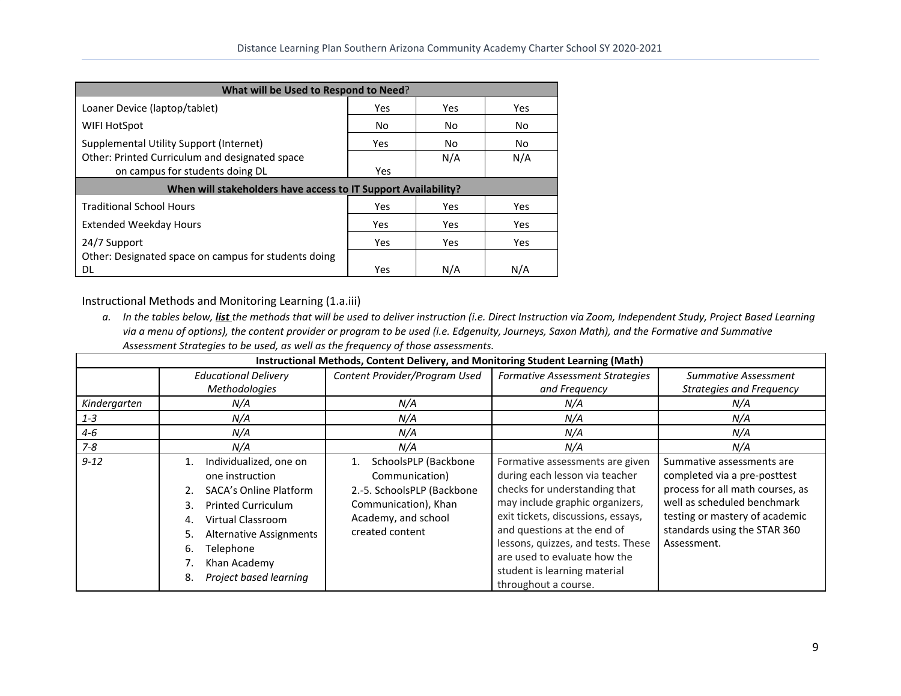| What will be Used to Respond to Need? | | | |
|---|---|---|---|
| Loaner Device (laptop/tablet) | Yes | Yes | Yes |
| WIFI HotSpot | No | No | No |
| Supplemental Utility Support (Internet) | Yes | No | No |
| Other: Printed Curriculum and designated space on campus for students doing DL | Yes | N/A | N/A |
| **When will stakeholders have access to IT Support Availability?** | | | |
| Traditional School Hours | Yes | Yes | Yes |
| Extended Weekday Hours | Yes | Yes | Yes |
| 24/7 Support | Yes | Yes | Yes |
| Other: Designated space on campus for students doing DL | Yes | N/A | N/A |

### Instructional Methods and Monitoring Learning (1.a.iii)

a. *In the tables below,* ***list*** *the methods that will be used to deliver instruction (i.e. Direct Instruction via Zoom, Independent Study, Project Based Learning via a menu of options), the content provider or program to be used (i.e. Edgenuity, Journeys, Saxon Math), and the Formative and Summative Assessment Strategies to be used, as well as the frequency of those assessments.*

| Instructional Methods, Content Delivery, and Monitoring Student Learning (Math) | | | | |
|---|---|---|---|---|
| | *Educational Delivery Methodologies* | *Content Provider/Program Used* | *Formative Assessment Strategies and Frequency* | *Summative Assessment Strategies and Frequency* |
| *Kindergarten* | *N/A* | *N/A* | *N/A* | *N/A* |
| *1-3* | *N/A* | *N/A* | *N/A* | *N/A* |
| *4-6* | *N/A* | *N/A* | *N/A* | *N/A* |
| *7-8* | *N/A* | *N/A* | *N/A* | *N/A* |
| *9-12* | 1. Individualized, one on one instruction<br>2. SACA's Online Platform<br>3. Printed Curriculum<br>4. Virtual Classroom<br>5. Alternative Assignments<br>6. Telephone<br>7. Khan Academy<br>8. *Project based learning* | 1. SchoolsPLP (Backbone Communication)<br>2.-5. SchoolsPLP (Backbone Communication), Khan Academy, and school created content | Formative assessments are given during each lesson via teacher checks for understanding that may include graphic organizers, exit tickets, discussions, essays, and questions at the end of lessons, quizzes, and tests. These are used to evaluate how the student is learning material throughout a course. | Summative assessments are completed via a pre-posttest process for all math courses, as well as scheduled benchmark testing or mastery of academic standards using the STAR 360 Assessment. |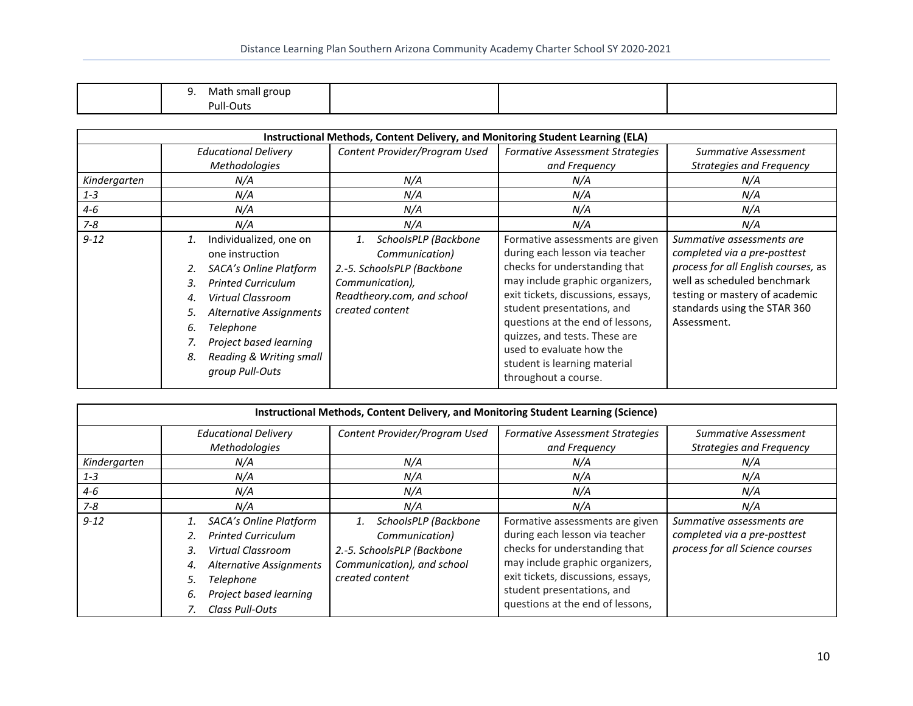| | 9. Math small group Pull-Outs | | | |
|---|---|---|---|---|

| Instructional Methods, Content Delivery, and Monitoring Student Learning (ELA) | | | | |
|---|---|---|---|---|
| | *Educational Delivery Methodologies* | *Content Provider/Program Used* | *Formative Assessment Strategies and Frequency* | *Summative Assessment Strategies and Frequency* |
| *Kindergarten* | *N/A* | *N/A* | *N/A* | *N/A* |
| *1-3* | *N/A* | *N/A* | *N/A* | *N/A* |
| *4-6* | *N/A* | *N/A* | *N/A* | *N/A* |
| *7-8* | *N/A* | *N/A* | *N/A* | *N/A* |
| *9-12* | 1. Individualized, one on one instruction<br>2. *SACA's Online Platform*<br>3. *Printed Curriculum*<br>4. *Virtual Classroom*<br>5. *Alternative Assignments*<br>6. *Telephone*<br>7. *Project based learning*<br>8. *Reading & Writing small group Pull-Outs* | 1. *SchoolsPLP (Backbone Communication)*<br>*2.-5. SchoolsPLP (Backbone Communication), Readtheory.com, and school created content* | Formative assessments are given during each lesson via teacher checks for understanding that may include graphic organizers, exit tickets, discussions, essays, student presentations, and questions at the end of lessons, quizzes, and tests. These are used to evaluate how the student is learning material throughout a course. | *Summative assessments are completed via a pre-posttest process for all English courses,* as well as scheduled benchmark testing or mastery of academic standards using the STAR 360 Assessment. |

| Instructional Methods, Content Delivery, and Monitoring Student Learning (Science) | | | | |
|---|---|---|---|---|
| | *Educational Delivery Methodologies* | *Content Provider/Program Used* | *Formative Assessment Strategies and Frequency* | *Summative Assessment Strategies and Frequency* |
| *Kindergarten* | *N/A* | *N/A* | *N/A* | *N/A* |
| *1-3* | *N/A* | *N/A* | *N/A* | *N/A* |
| *4-6* | *N/A* | *N/A* | *N/A* | *N/A* |
| *7-8* | *N/A* | *N/A* | *N/A* | *N/A* |
| *9-12* | 1. *SACA's Online Platform*<br>2. *Printed Curriculum*<br>3. *Virtual Classroom*<br>4. *Alternative Assignments*<br>5. *Telephone*<br>6. *Project based learning*<br>7. *Class Pull-Outs* | 1. *SchoolsPLP (Backbone Communication)*<br>*2.-5. SchoolsPLP (Backbone Communication), and school created content* | Formative assessments are given during each lesson via teacher checks for understanding that may include graphic organizers, exit tickets, discussions, essays, student presentations, and questions at the end of lessons, | *Summative assessments are completed via a pre-posttest process for all Science courses* |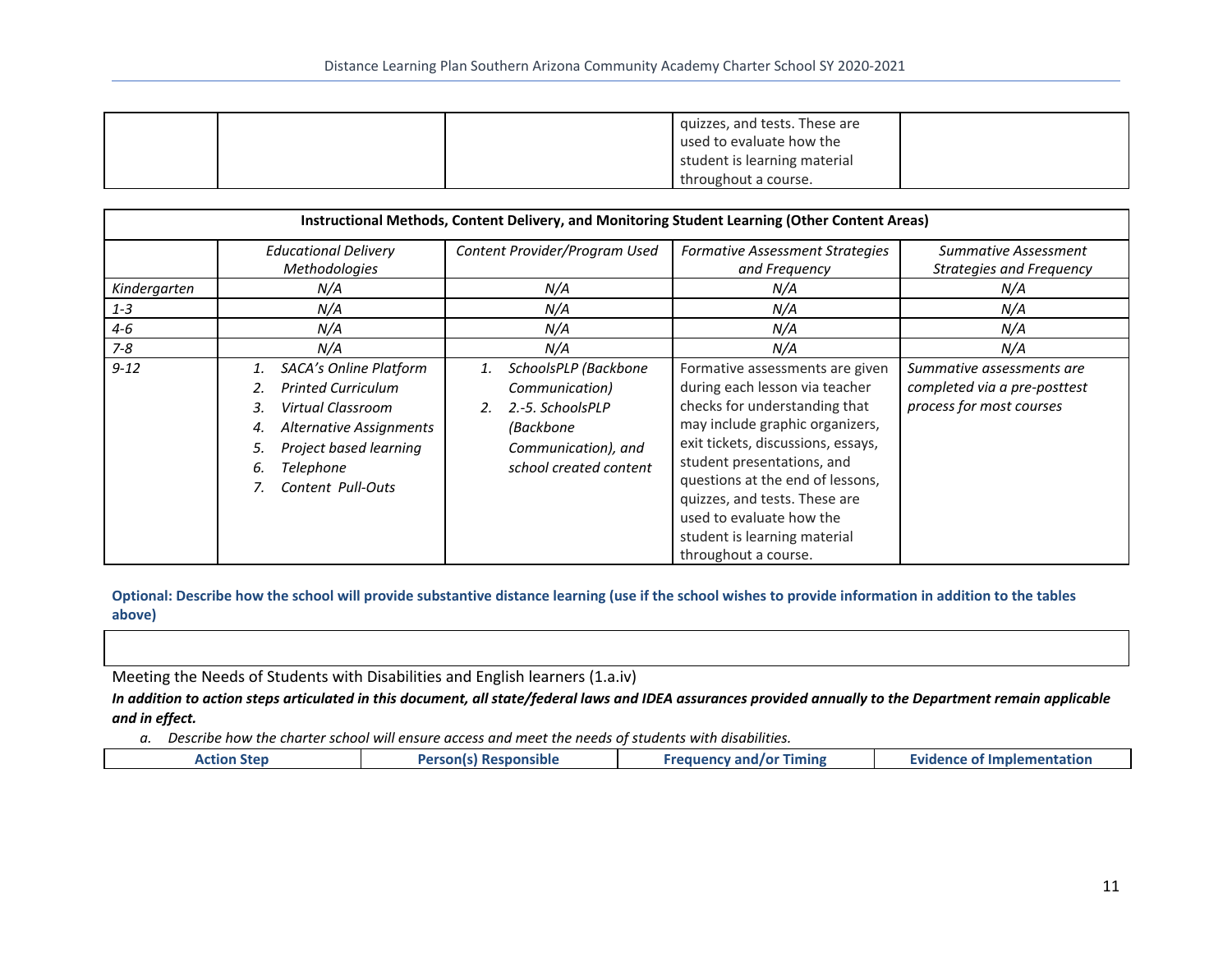| | | | quizzes, and tests. These are used to evaluate how the student is learning material throughout a course. | |
|---|---|---|---|---|

| **Instructional Methods, Content Delivery, and Monitoring Student Learning (Other Content Areas)** | | | | |
|---|---|---|---|---|
| | *Educational Delivery Methodologies* | *Content Provider/Program Used* | *Formative Assessment Strategies and Frequency* | *Summative Assessment Strategies and Frequency* |
| *Kindergarten* | *N/A* | *N/A* | *N/A* | *N/A* |
| *1-3* | *N/A* | *N/A* | *N/A* | *N/A* |
| *4-6* | *N/A* | *N/A* | *N/A* | *N/A* |
| *7-8* | *N/A* | *N/A* | *N/A* | *N/A* |
| *9-12* | 1. *SACA's Online Platform* 2. *Printed Curriculum* 3. *Virtual Classroom* 4. *Alternative Assignments* 5. *Project based learning* 6. *Telephone* 7. *Content Pull-Outs* | 1. *SchoolsPLP (Backbone Communication)* 2. *2.-5. SchoolsPLP (Backbone Communication), and school created content* | Formative assessments are given during each lesson via teacher checks for understanding that may include graphic organizers, exit tickets, discussions, essays, student presentations, and questions at the end of lessons, quizzes, and tests. These are used to evaluate how the student is learning material throughout a course. | *Summative assessments are completed via a pre-posttest process for most courses* |

**Optional: Describe how the school will provide substantive distance learning (use if the school wishes to provide information in addition to the tables above)**

| |
|---|
| |

Meeting the Needs of Students with Disabilities and English learners (1.a.iv)

***In addition to action steps articulated in this document, all state/federal laws and IDEA assurances provided annually to the Department remain applicable and in effect.***

*a. Describe how the charter school will ensure access and meet the needs of students with disabilities.*

| **Action Step** | **Person(s) Responsible** | **Frequency and/or Timing** | **Evidence of Implementation** |
|---|---|---|---|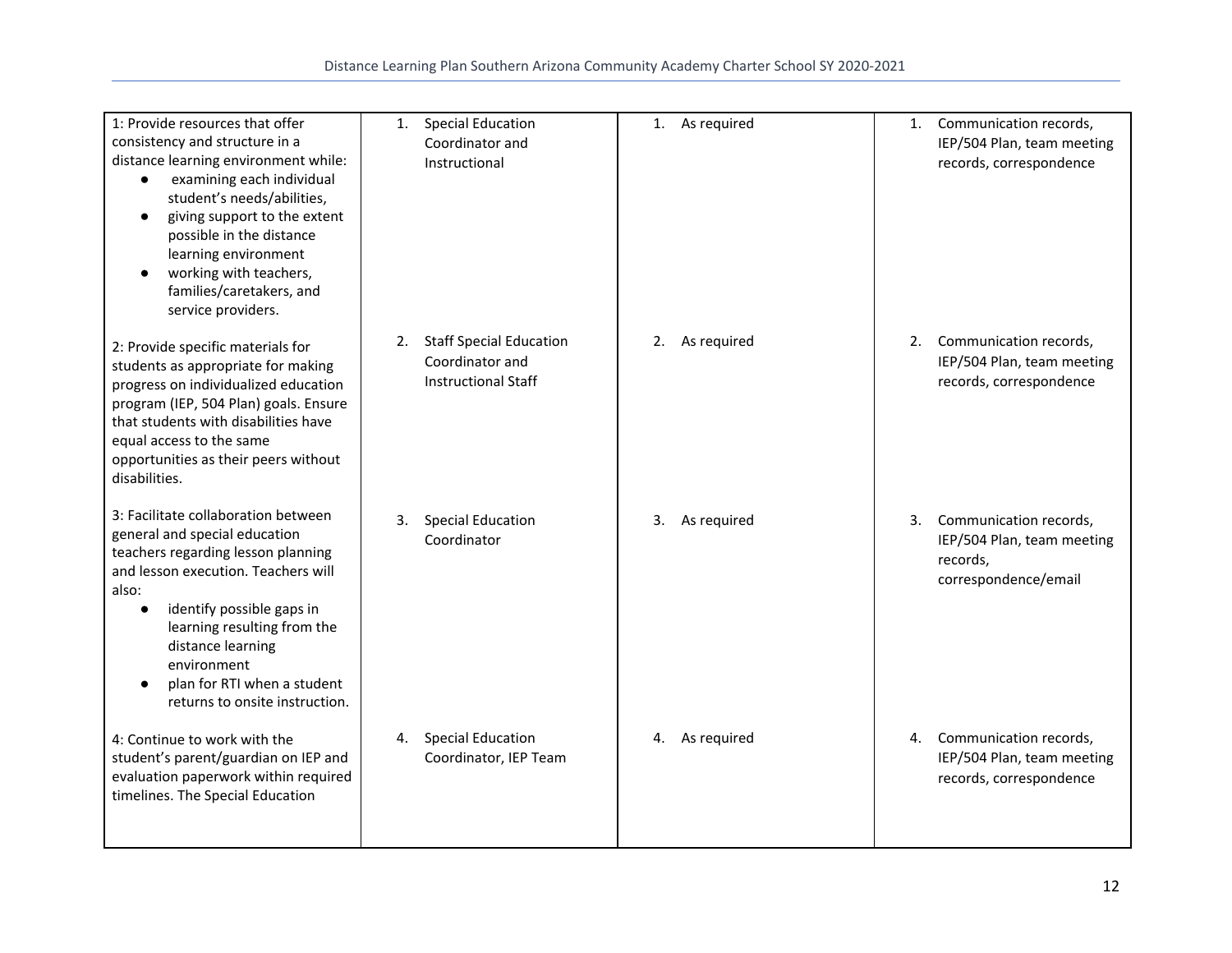| | | | |
|---|---|---|---|
| 1: Provide resources that offer consistency and structure in a distance learning environment while:<br>• examining each individual student's needs/abilities,<br>• giving support to the extent possible in the distance learning environment<br>• working with teachers, families/caretakers, and service providers. | 1. Special Education Coordinator and Instructional | 1. As required | 1. Communication records, IEP/504 Plan, team meeting records, correspondence |
| 2: Provide specific materials for students as appropriate for making progress on individualized education program (IEP, 504 Plan) goals. Ensure that students with disabilities have equal access to the same opportunities as their peers without disabilities. | 2. Staff Special Education Coordinator and Instructional Staff | 2. As required | 2. Communication records, IEP/504 Plan, team meeting records, correspondence |
| 3: Facilitate collaboration between general and special education teachers regarding lesson planning and lesson execution. Teachers will also:<br>• identify possible gaps in learning resulting from the distance learning environment<br>• plan for RTI when a student returns to onsite instruction. | 3. Special Education Coordinator | 3. As required | 3. Communication records, IEP/504 Plan, team meeting records, correspondence/email |
| 4: Continue to work with the student's parent/guardian on IEP and evaluation paperwork within required timelines. The Special Education | 4. Special Education Coordinator, IEP Team | 4. As required | 4. Communication records, IEP/504 Plan, team meeting records, correspondence |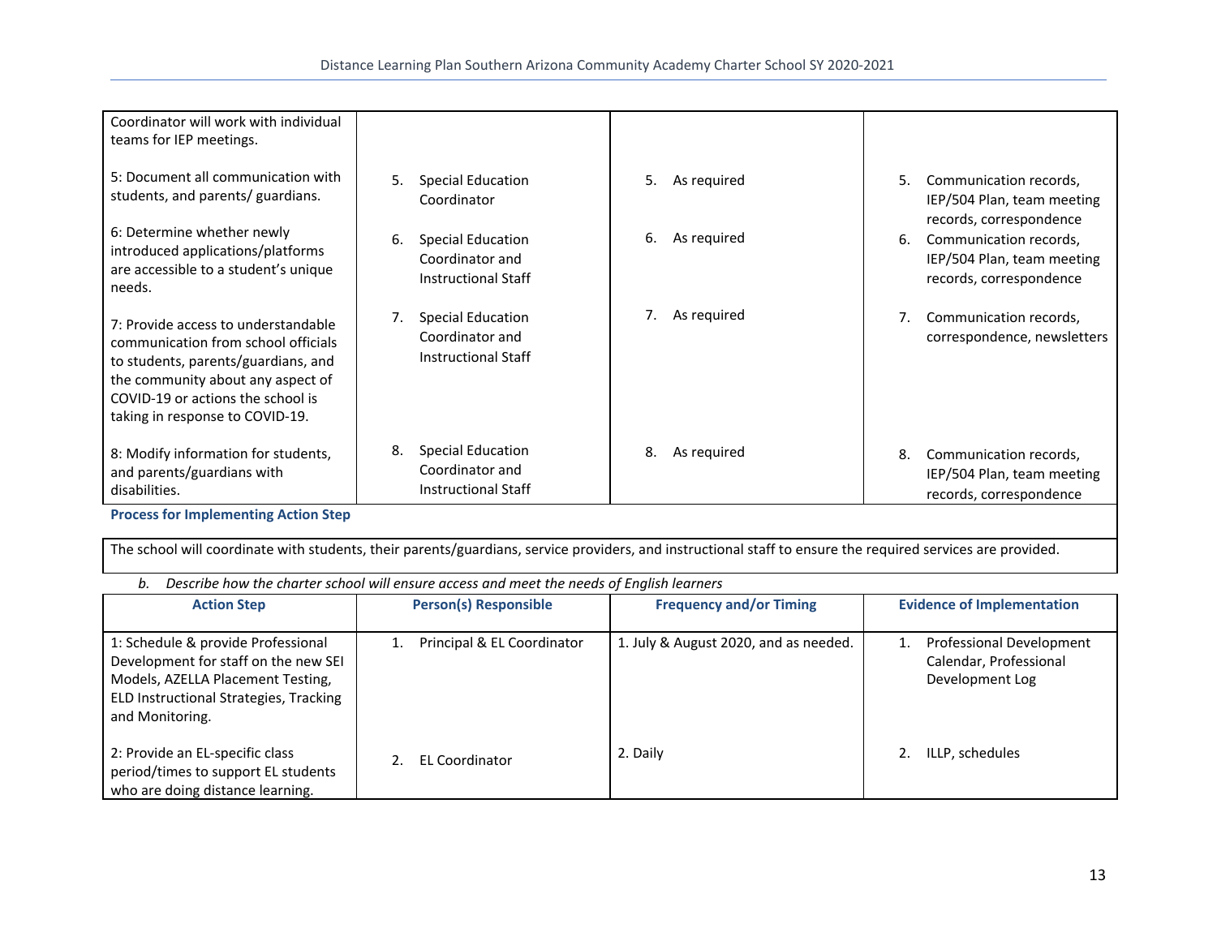| | | | |
|---|---|---|---|
| Coordinator will work with individual teams for IEP meetings.<br><br>5: Document all communication with students, and parents/ guardians.<br><br>6: Determine whether newly introduced applications/platforms are accessible to a student's unique needs.<br><br>7: Provide access to understandable communication from school officials to students, parents/guardians, and the community about any aspect of COVID-19 or actions the school is taking in response to COVID-19.<br><br>8: Modify information for students, and parents/guardians with disabilities. | 5. Special Education Coordinator<br><br>6. Special Education Coordinator and Instructional Staff<br><br>7. Special Education Coordinator and Instructional Staff<br><br>8. Special Education Coordinator and Instructional Staff | 5. As required<br><br>6. As required<br><br>7. As required<br><br>8. As required | 5. Communication records, IEP/504 Plan, team meeting records, correspondence<br><br>6. Communication records, IEP/504 Plan, team meeting records, correspondence<br><br>7. Communication records, correspondence, newsletters<br><br>8. Communication records, IEP/504 Plan, team meeting records, correspondence |

**Process for Implementing Action Step**

The school will coordinate with students, their parents/guardians, service providers, and instructional staff to ensure the required services are provided.

*b. Describe how the charter school will ensure access and meet the needs of English learners*

| Action Step | Person(s) Responsible | Frequency and/or Timing | Evidence of Implementation |
|---|---|---|---|
| 1: Schedule & provide Professional Development for staff on the new SEI Models, AZELLA Placement Testing, ELD Instructional Strategies, Tracking and Monitoring.<br><br>2: Provide an EL-specific class period/times to support EL students who are doing distance learning. | 1. Principal & EL Coordinator<br><br>2. EL Coordinator | 1. July & August 2020, and as needed.<br><br>2. Daily | 1. Professional Development Calendar, Professional Development Log<br><br>2. ILLP, schedules |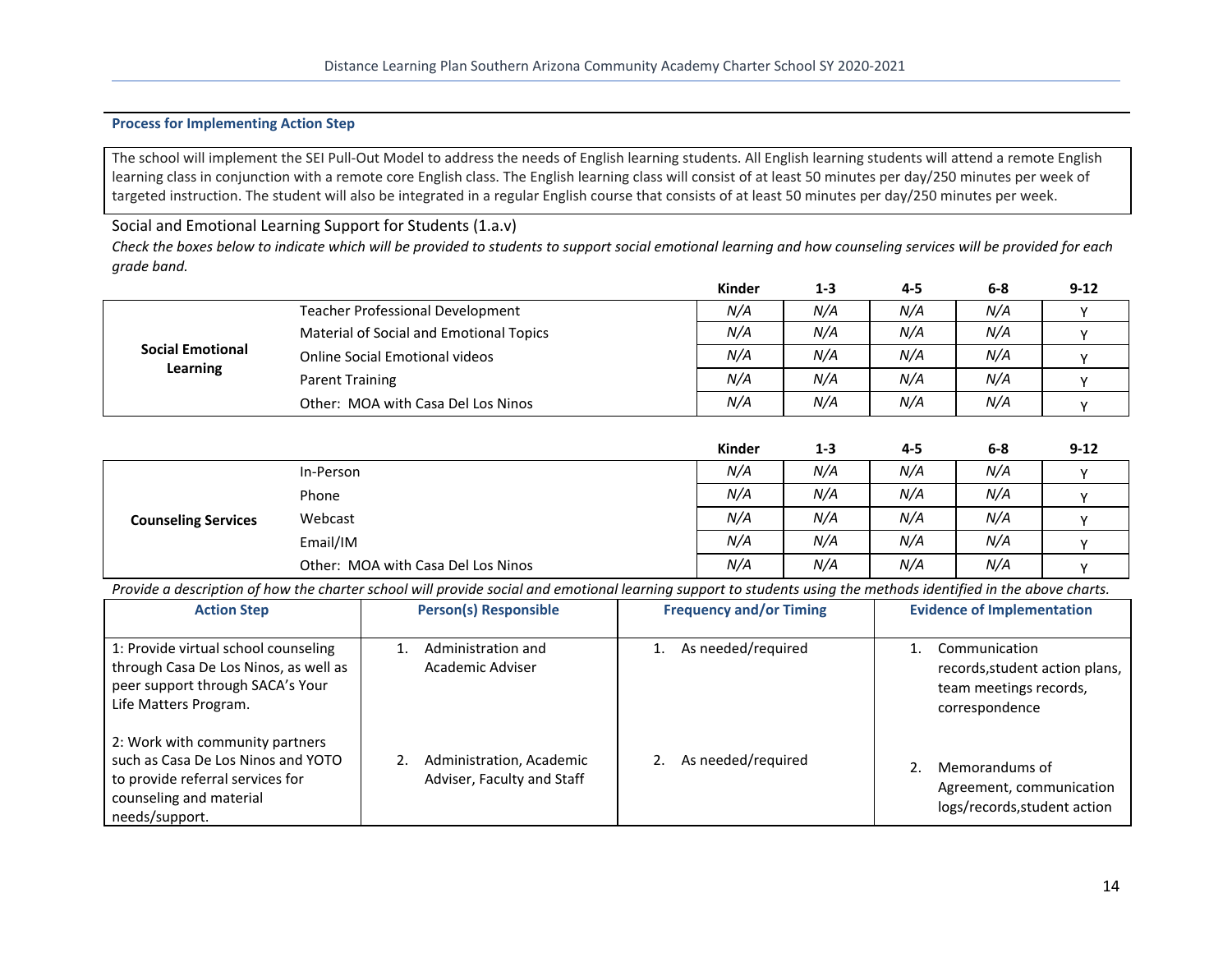**Process for Implementing Action Step**

The school will implement the SEI Pull-Out Model to address the needs of English learning students. All English learning students will attend a remote English learning class in conjunction with a remote core English class. The English learning class will consist of at least 50 minutes per day/250 minutes per week of targeted instruction. The student will also be integrated in a regular English course that consists of at least 50 minutes per day/250 minutes per week.

## Social and Emotional Learning Support for Students (1.a.v)

*Check the boxes below to indicate which will be provided to students to support social emotional learning and how counseling services will be provided for each grade band.*

| | | Kinder | 1-3 | 4-5 | 6-8 | 9-12 |
|---|---|---|---|---|---|---|
| **Social Emotional Learning** | Teacher Professional Development | *N/A* | *N/A* | *N/A* | *N/A* | Y |
| | Material of Social and Emotional Topics | *N/A* | *N/A* | *N/A* | *N/A* | Y |
| | Online Social Emotional videos | *N/A* | *N/A* | *N/A* | *N/A* | Y |
| | Parent Training | *N/A* | *N/A* | *N/A* | *N/A* | Y |
| | Other: MOA with Casa Del Los Ninos | *N/A* | *N/A* | *N/A* | *N/A* | Y |

| | | Kinder | 1-3 | 4-5 | 6-8 | 9-12 |
|---|---|---|---|---|---|---|
| **Counseling Services** | In-Person | *N/A* | *N/A* | *N/A* | *N/A* | Y |
| | Phone | *N/A* | *N/A* | *N/A* | *N/A* | Y |
| | Webcast | *N/A* | *N/A* | *N/A* | *N/A* | Y |
| | Email/IM | *N/A* | *N/A* | *N/A* | *N/A* | Y |
| | Other: MOA with Casa Del Los Ninos | *N/A* | *N/A* | *N/A* | *N/A* | Y |

*Provide a description of how the charter school will provide social and emotional learning support to students using the methods identified in the above charts.*

| Action Step | Person(s) Responsible | Frequency and/or Timing | Evidence of Implementation |
|---|---|---|---|
| 1: Provide virtual school counseling through Casa De Los Ninos, as well as peer support through SACA's Your Life Matters Program. | 1. Administration and Academic Adviser | 1. As needed/required | 1. Communication records,student action plans, team meetings records, correspondence |
| 2: Work with community partners such as Casa De Los Ninos and YOTO to provide referral services for counseling and material needs/support. | 2. Administration, Academic Adviser, Faculty and Staff | 2. As needed/required | 2. Memorandums of Agreement, communication logs/records,student action |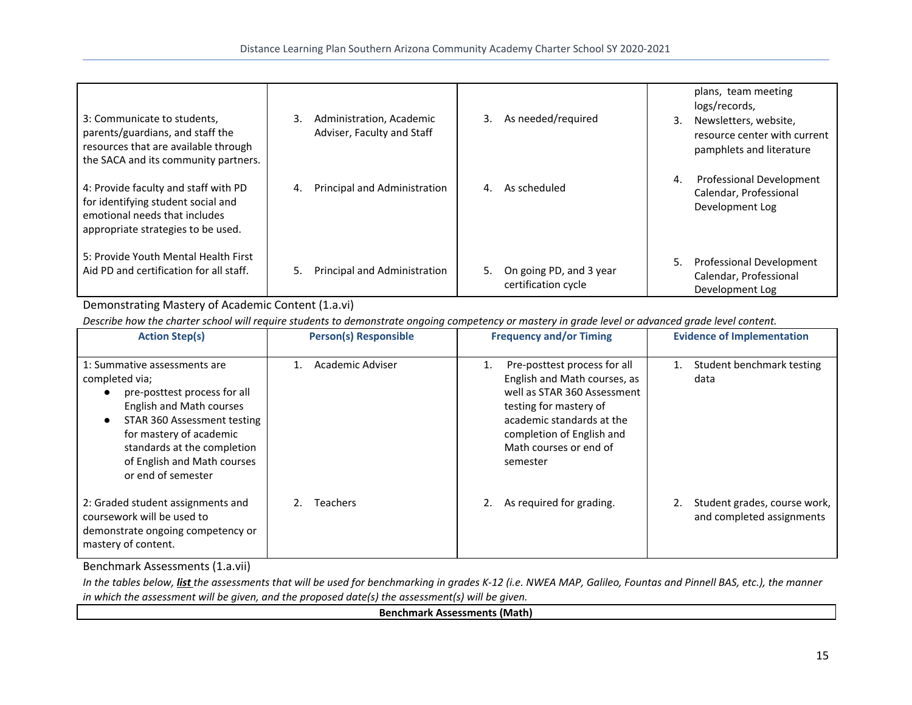| | | | |
|---|---|---|---|
| | | | plans, team meeting logs/records, |
| 3: Communicate to students, parents/guardians, and staff the resources that are available through the SACA and its community partners. | 3. Administration, Academic Adviser, Faculty and Staff | 3. As needed/required | 3. Newsletters, website, resource center with current pamphlets and literature |
| 4: Provide faculty and staff with PD for identifying student social and emotional needs that includes appropriate strategies to be used. | 4. Principal and Administration | 4. As scheduled | 4. Professional Development Calendar, Professional Development Log |
| 5: Provide Youth Mental Health First Aid PD and certification for all staff. | 5. Principal and Administration | 5. On going PD, and 3 year certification cycle | 5. Professional Development Calendar, Professional Development Log |

Demonstrating Mastery of Academic Content (1.a.vi)

*Describe how the charter school will require students to demonstrate ongoing competency or mastery in grade level or advanced grade level content.*

| **Action Step(s)** | **Person(s) Responsible** | **Frequency and/or Timing** | **Evidence of Implementation** |
|---|---|---|---|
| 1: Summative assessments are completed via; <br>• pre-posttest process for all English and Math courses <br>• STAR 360 Assessment testing for mastery of academic standards at the completion of English and Math courses or end of semester | 1. Academic Adviser | 1. Pre-posttest process for all English and Math courses, as well as STAR 360 Assessment testing for mastery of academic standards at the completion of English and Math courses or end of semester | 1. Student benchmark testing data |
| 2: Graded student assignments and coursework will be used to demonstrate ongoing competency or mastery of content. | 2. Teachers | 2. As required for grading. | 2. Student grades, course work, and completed assignments |

Benchmark Assessments (1.a.vii)

*In the tables below, **list** the assessments that will be used for benchmarking in grades K-12 (i.e. NWEA MAP, Galileo, Fountas and Pinnell BAS, etc.), the manner in which the assessment will be given, and the proposed date(s) the assessment(s) will be given.*

| **Benchmark Assessments (Math)** |
|---|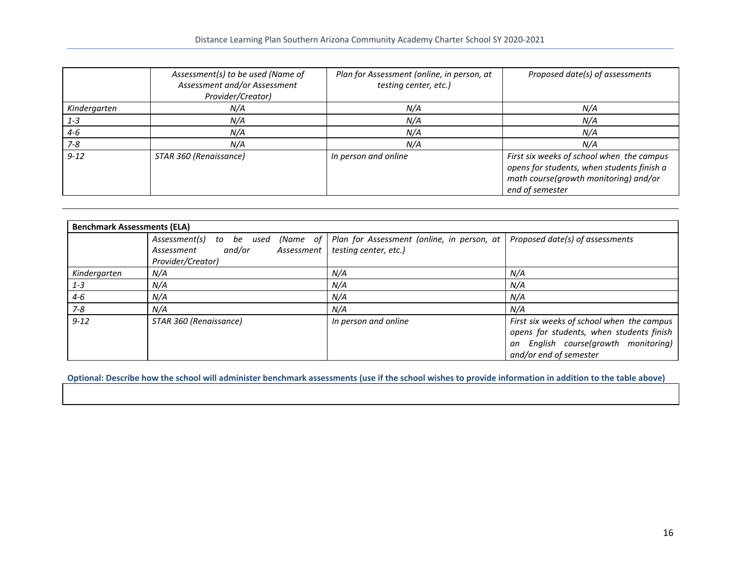| | *Assessment(s) to be used (Name of Assessment and/or Assessment Provider/Creator)* | *Plan for Assessment (online, in person, at testing center, etc.)* | *Proposed date(s) of assessments* |
|---|---|---|---|
| *Kindergarten* | *N/A* | *N/A* | *N/A* |
| *1-3* | *N/A* | *N/A* | *N/A* |
| *4-6* | *N/A* | *N/A* | *N/A* |
| *7-8* | *N/A* | *N/A* | *N/A* |
| *9-12* | *STAR 360 (Renaissance)* | *In person and online* | *First six weeks of school when the campus opens for students, when students finish a math course(growth monitoring) and/or end of semester* |

| **Benchmark Assessments (ELA)** | | | |
|---|---|---|---|
| | *Assessment(s) to be used (Name of Assessment and/or Assessment Provider/Creator)* | *Plan for Assessment (online, in person, at testing center, etc.)* | *Proposed date(s) of assessments* |
| *Kindergarten* | *N/A* | *N/A* | *N/A* |
| *1-3* | *N/A* | *N/A* | *N/A* |
| *4-6* | *N/A* | *N/A* | *N/A* |
| *7-8* | *N/A* | *N/A* | *N/A* |
| *9-12* | *STAR 360 (Renaissance)* | *In person and online* | *First six weeks of school when the campus opens for students, when students finish an English course(growth monitoring) and/or end of semester* |

**Optional: Describe how the school will administer benchmark assessments (use if the school wishes to provide information in addition to the table above)**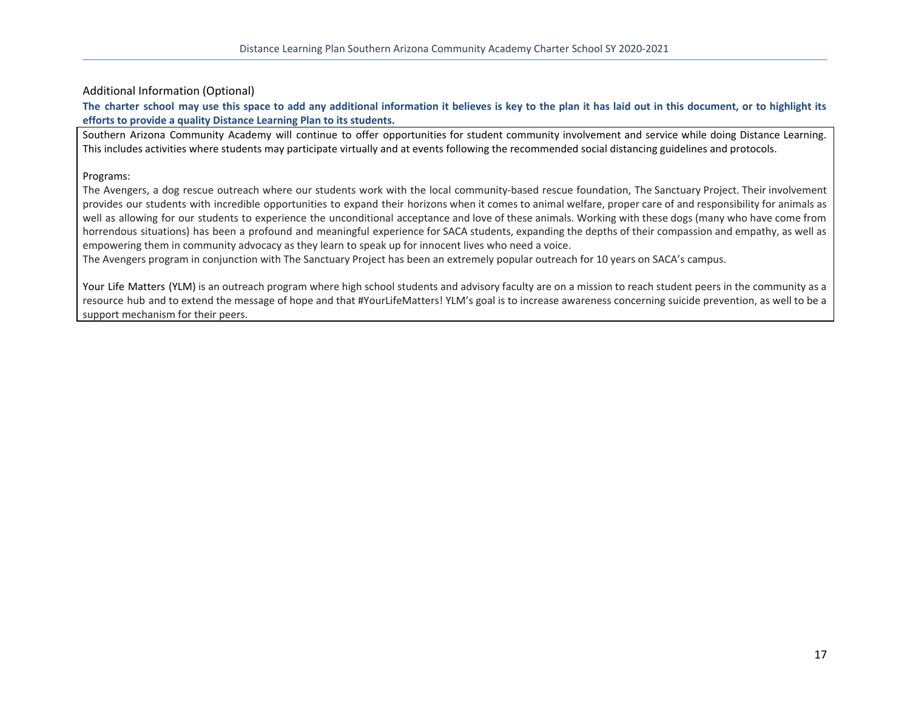## Additional Information (Optional)

**The charter school may use this space to add any additional information it believes is key to the plan it has laid out in this document, or to highlight its efforts to provide a quality Distance Learning Plan to its students.**

Southern Arizona Community Academy will continue to offer opportunities for student community involvement and service while doing Distance Learning. This includes activities where students may participate virtually and at events following the recommended social distancing guidelines and protocols.

Programs:

The Avengers, a dog rescue outreach where our students work with the local community-based rescue foundation, The Sanctuary Project. Their involvement provides our students with incredible opportunities to expand their horizons when it comes to animal welfare, proper care of and responsibility for animals as well as allowing for our students to experience the unconditional acceptance and love of these animals. Working with these dogs (many who have come from horrendous situations) has been a profound and meaningful experience for SACA students, expanding the depths of their compassion and empathy, as well as empowering them in community advocacy as they learn to speak up for innocent lives who need a voice.

The Avengers program in conjunction with The Sanctuary Project has been an extremely popular outreach for 10 years on SACA's campus.

Your Life Matters (YLM) is an outreach program where high school students and advisory faculty are on a mission to reach student peers in the community as a resource hub and to extend the message of hope and that #YourLifeMatters! YLM's goal is to increase awareness concerning suicide prevention, as well to be a support mechanism for their peers.